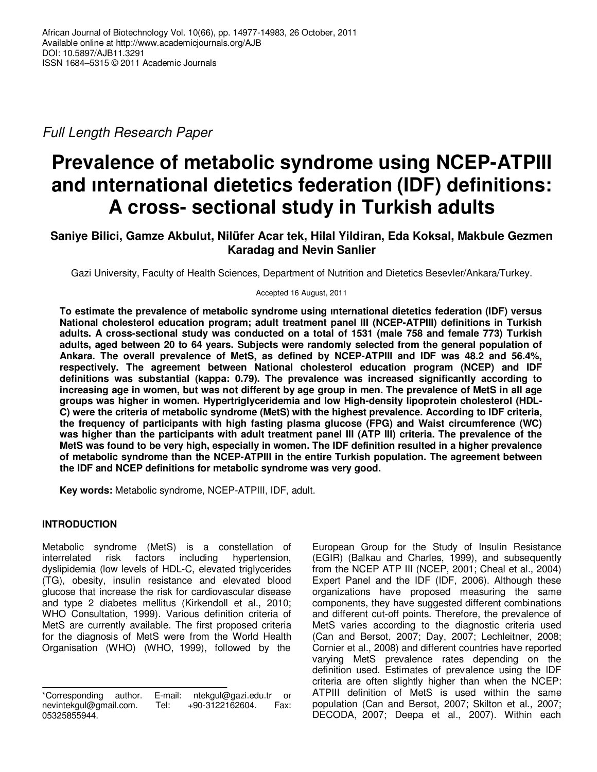African Journal of Biotechnology Vol. 10(66), pp. 14977-14983, 26 October, 2011
Available online at http://www.academicjournals.org/AJB
DOI: 10.5897/AJB11.3291
ISSN 1684–5315 © 2011 Academic Journals

*Full Length Research Paper*

# Prevalence of metabolic syndrome using NCEP-ATPIII and ınternational dietetics federation (IDF) definitions: A cross- sectional study in Turkish adults

**Saniye Bilici, Gamze Akbulut, Nilüfer Acar tek, Hilal Yildiran, Eda Koksal, Makbule Gezmen Karadag and Nevin Sanlier**

Gazi University, Faculty of Health Sciences, Department of Nutrition and Dietetics Besevler/Ankara/Turkey.

Accepted 16 August, 2011

**To estimate the prevalence of metabolic syndrome using ınternational dietetics federation (IDF) versus National cholesterol education program; adult treatment panel III (NCEP-ATPIII) definitions in Turkish adults. A cross-sectional study was conducted on a total of 1531 (male 758 and female 773) Turkish adults, aged between 20 to 64 years. Subjects were randomly selected from the general population of Ankara. The overall prevalence of MetS, as defined by NCEP-ATPIII and IDF was 48.2 and 56.4%, respectively. The agreement between National cholesterol education program (NCEP) and IDF definitions was substantial (kappa: 0.79). The prevalence was increased significantly according to increasing age in women, but was not different by age group in men. The prevalence of MetS in all age groups was higher in women. Hypertriglyceridemia and low High-density lipoprotein cholesterol (HDL-C) were the criteria of metabolic syndrome (MetS) with the highest prevalence. According to IDF criteria, the frequency of participants with high fasting plasma glucose (FPG) and Waist circumference (WC) was higher than the participants with adult treatment panel III (ATP III) criteria. The prevalence of the MetS was found to be very high, especially in women. The IDF definition resulted in a higher prevalence of metabolic syndrome than the NCEP-ATPIII in the entire Turkish population. The agreement between the IDF and NCEP definitions for metabolic syndrome was very good.**

**Key words:** Metabolic syndrome, NCEP-ATPIII, IDF, adult.

## INTRODUCTION

Metabolic syndrome (MetS) is a constellation of interrelated risk factors including hypertension, dyslipidemia (low levels of HDL-C, elevated triglycerides (TG), obesity, insulin resistance and elevated blood glucose that increase the risk for cardiovascular disease and type 2 diabetes mellitus (Kirkendoll et al., 2010; WHO Consultation, 1999). Various definition criteria of MetS are currently available. The first proposed criteria for the diagnosis of MetS were from the World Health Organisation (WHO) (WHO, 1999), followed by the European Group for the Study of Insulin Resistance (EGIR) (Balkau and Charles, 1999), and subsequently from the NCEP ATP III (NCEP, 2001; Cheal et al., 2004) Expert Panel and the IDF (IDF, 2006). Although these organizations have proposed measuring the same components, they have suggested different combinations and different cut-off points. Therefore, the prevalence of MetS varies according to the diagnostic criteria used (Can and Bersot, 2007; Day, 2007; Lechleitner, 2008; Cornier et al., 2008) and different countries have reported varying MetS prevalence rates depending on the definition used. Estimates of prevalence using the IDF criteria are often slightly higher than when the NCEP: ATPIII definition of MetS is used within the same population (Can and Bersot, 2007; Skilton et al., 2007; DECODA, 2007; Deepa et al., 2007). Within each

*Corresponding author. E-mail: ntekgul@gazi.edu.tr or nevintekgul@gmail.com. Tel: +90-3122162604. Fax: 05325855944.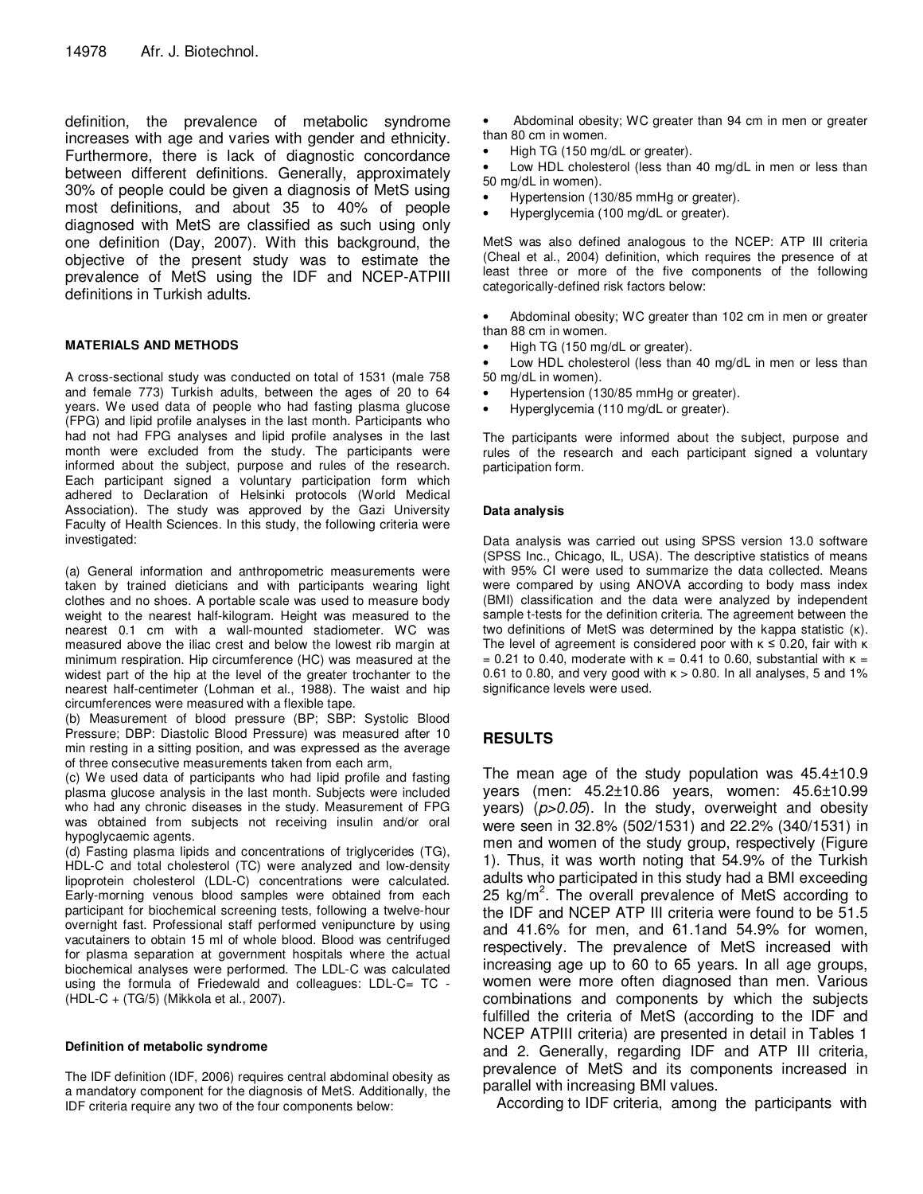definition, the prevalence of metabolic syndrome increases with age and varies with gender and ethnicity. Furthermore, there is lack of diagnostic concordance between different definitions. Generally, approximately 30% of people could be given a diagnosis of MetS using most definitions, and about 35 to 40% of people diagnosed with MetS are classified as such using only one definition (Day, 2007). With this background, the objective of the present study was to estimate the prevalence of MetS using the IDF and NCEP-ATPIII definitions in Turkish adults.

## MATERIALS AND METHODS

A cross-sectional study was conducted on total of 1531 (male 758 and female 773) Turkish adults, between the ages of 20 to 64 years. We used data of people who had fasting plasma glucose (FPG) and lipid profile analyses in the last month. Participants who had not had FPG analyses and lipid profile analyses in the last month were excluded from the study. The participants were informed about the subject, purpose and rules of the research. Each participant signed a voluntary participation form which adhered to Declaration of Helsinki protocols (World Medical Association). The study was approved by the Gazi University Faculty of Health Sciences. In this study, the following criteria were investigated:

(a) General information and anthropometric measurements were taken by trained dieticians and with participants wearing light clothes and no shoes. A portable scale was used to measure body weight to the nearest half-kilogram. Height was measured to the nearest 0.1 cm with a wall-mounted stadiometer. WC was measured above the iliac crest and below the lowest rib margin at minimum respiration. Hip circumference (HC) was measured at the widest part of the hip at the level of the greater trochanter to the nearest half-centimeter (Lohman et al., 1988). The waist and hip circumferences were measured with a flexible tape.
(b) Measurement of blood pressure (BP; SBP: Systolic Blood Pressure; DBP: Diastolic Blood Pressure) was measured after 10 min resting in a sitting position, and was expressed as the average of three consecutive measurements taken from each arm,
(c) We used data of participants who had lipid profile and fasting plasma glucose analysis in the last month. Subjects were included who had any chronic diseases in the study. Measurement of FPG was obtained from subjects not receiving insulin and/or oral hypoglycaemic agents.
(d) Fasting plasma lipids and concentrations of triglycerides (TG), HDL-C and total cholesterol (TC) were analyzed and low-density lipoprotein cholesterol (LDL-C) concentrations were calculated. Early-morning venous blood samples were obtained from each participant for biochemical screening tests, following a twelve-hour overnight fast. Professional staff performed venipuncture by using vacutainers to obtain 15 ml of whole blood. Blood was centrifuged for plasma separation at government hospitals where the actual biochemical analyses were performed. The LDL-C was calculated using the formula of Friedewald and colleagues: LDL-C= TC - (HDL-C + (TG/5) (Mikkola et al., 2007).

### Definition of metabolic syndrome

The IDF definition (IDF, 2006) requires central abdominal obesity as a mandatory component for the diagnosis of MetS. Additionally, the IDF criteria require any two of the four components below:

- Abdominal obesity; WC greater than 94 cm in men or greater than 80 cm in women.
- High TG (150 mg/dL or greater).
- Low HDL cholesterol (less than 40 mg/dL in men or less than 50 mg/dL in women).
- Hypertension (130/85 mmHg or greater).
- Hyperglycemia (100 mg/dL or greater).

MetS was also defined analogous to the NCEP: ATP III criteria (Cheal et al., 2004) definition, which requires the presence of at least three or more of the five components of the following categorically-defined risk factors below:

- Abdominal obesity; WC greater than 102 cm in men or greater than 88 cm in women.
- High TG (150 mg/dL or greater).
- Low HDL cholesterol (less than 40 mg/dL in men or less than 50 mg/dL in women).
- Hypertension (130/85 mmHg or greater).
- Hyperglycemia (110 mg/dL or greater).

The participants were informed about the subject, purpose and rules of the research and each participant signed a voluntary participation form.

### Data analysis

Data analysis was carried out using SPSS version 13.0 software (SPSS Inc., Chicago, IL, USA). The descriptive statistics of means with 95% CI were used to summarize the data collected. Means were compared by using ANOVA according to body mass index (BMI) classification and the data were analyzed by independent sample t-tests for the definition criteria. The agreement between the two definitions of MetS was determined by the kappa statistic (κ). The level of agreement is considered poor with $\kappa \leq 0.20$, fair with $\kappa = 0.21$ to 0.40, moderate with $\kappa = 0.41$ to 0.60, substantial with $\kappa = 0.61$ to 0.80, and very good with $\kappa > 0.80$. In all analyses, 5 and 1% significance levels were used.

## RESULTS

The mean age of the study population was 45.4±10.9 years (men: 45.2±10.86 years, women: 45.6±10.99 years) ($p>0.05$). In the study, overweight and obesity were seen in 32.8% (502/1531) and 22.2% (340/1531) in men and women of the study group, respectively (Figure 1). Thus, it was worth noting that 54.9% of the Turkish adults who participated in this study had a BMI exceeding 25 kg/m$^2$. The overall prevalence of MetS according to the IDF and NCEP ATP III criteria were found to be 51.5 and 41.6% for men, and 61.1and 54.9% for women, respectively. The prevalence of MetS increased with increasing age up to 60 to 65 years. In all age groups, women were more often diagnosed than men. Various combinations and components by which the subjects fulfilled the criteria of MetS (according to the IDF and NCEP ATPIII criteria) are presented in detail in Tables 1 and 2. Generally, regarding IDF and ATP III criteria, prevalence of MetS and its components increased in parallel with increasing BMI values.

According to IDF criteria, among the participants with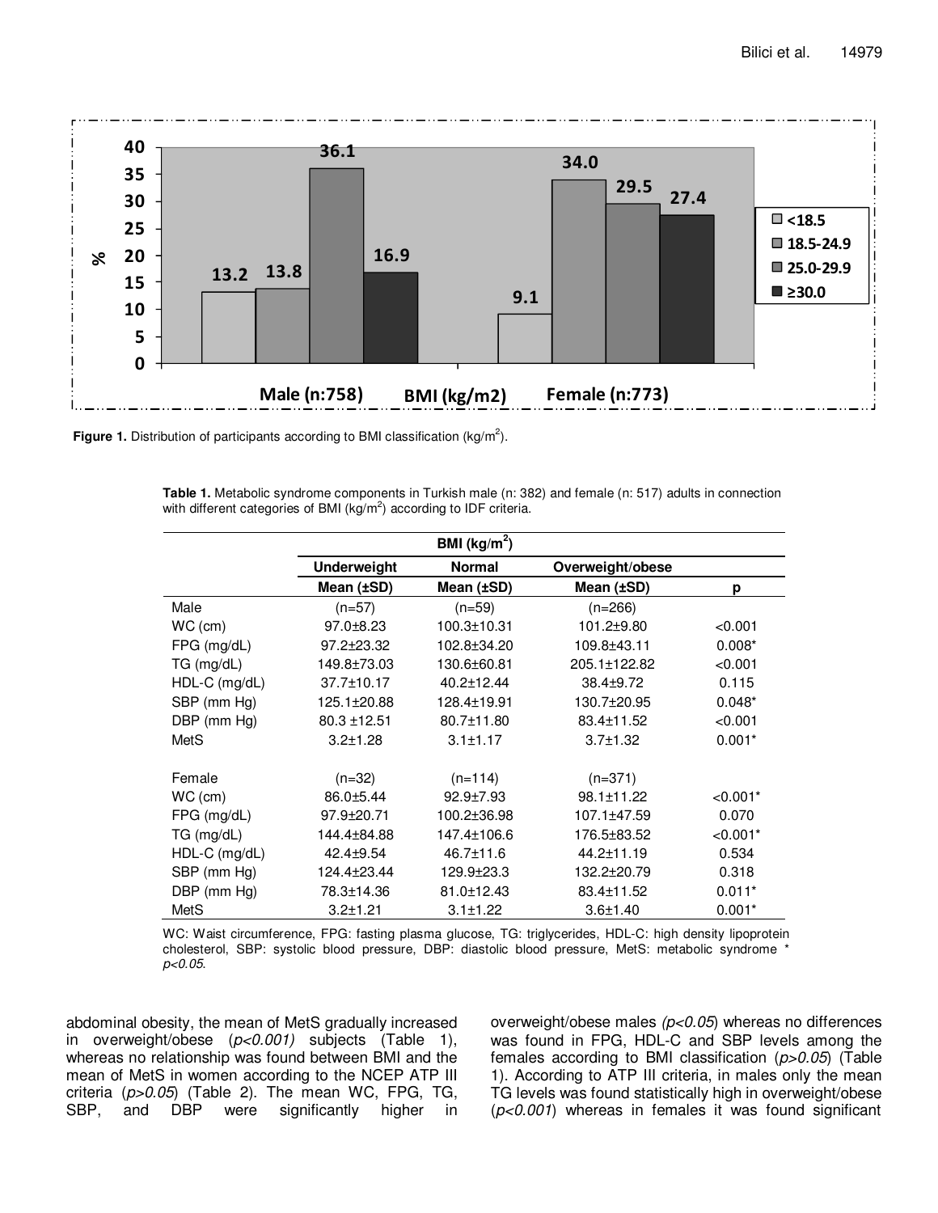**Figure 1.** Distribution of participants according to BMI classification (kg/m$^2$).

**Table 1.** Metabolic syndrome components in Turkish male (n: 382) and female (n: 517) adults in connection with different categories of BMI (kg/m$^2$) according to IDF criteria.

| | BMI (kg/m$^2$) | | | |
|---|---|---|---|---|
| | Underweight | Normal | Overweight/obese | |
| | Mean (±SD) | Mean (±SD) | Mean (±SD) | p |
| Male | (n=57) | (n=59) | (n=266) | |
| WC (cm) | 97.0±8.23 | 100.3±10.31 | 101.2±9.80 | <0.001 |
| FPG (mg/dL) | 97.2±23.32 | 102.8±34.20 | 109.8±43.11 | 0.008* |
| TG (mg/dL) | 149.8±73.03 | 130.6±60.81 | 205.1±122.82 | <0.001 |
| HDL-C (mg/dL) | 37.7±10.17 | 40.2±12.44 | 38.4±9.72 | 0.115 |
| SBP (mm Hg) | 125.1±20.88 | 128.4±19.91 | 130.7±20.95 | 0.048* |
| DBP (mm Hg) | 80.3 ±12.51 | 80.7±11.80 | 83.4±11.52 | <0.001 |
| MetS | 3.2±1.28 | 3.1±1.17 | 3.7±1.32 | 0.001* |
| Female | (n=32) | (n=114) | (n=371) | |
| WC (cm) | 86.0±5.44 | 92.9±7.93 | 98.1±11.22 | <0.001* |
| FPG (mg/dL) | 97.9±20.71 | 100.2±36.98 | 107.1±47.59 | 0.070 |
| TG (mg/dL) | 144.4±84.88 | 147.4±106.6 | 176.5±83.52 | <0.001* |
| HDL-C (mg/dL) | 42.4±9.54 | 46.7±11.6 | 44.2±11.19 | 0.534 |
| SBP (mm Hg) | 124.4±23.44 | 129.9±23.3 | 132.2±20.79 | 0.318 |
| DBP (mm Hg) | 78.3±14.36 | 81.0±12.43 | 83.4±11.52 | 0.011* |
| MetS | 3.2±1.21 | 3.1±1.22 | 3.6±1.40 | 0.001* |

WC: Waist circumference, FPG: fasting plasma glucose, TG: triglycerides, HDL-C: high density lipoprotein cholesterol, SBP: systolic blood pressure, DBP: diastolic blood pressure, MetS: metabolic syndrome * $p<0.05$.

abdominal obesity, the mean of MetS gradually increased in overweight/obese ($p<0.001$) subjects (Table 1), whereas no relationship was found between BMI and the mean of MetS in women according to the NCEP ATP III criteria ($p>0.05$) (Table 2). The mean WC, FPG, TG, SBP, and DBP were significantly higher in overweight/obese males ($p<0.05$) whereas no differences was found in FPG, HDL-C and SBP levels among the females according to BMI classification ($p>0.05$) (Table 1). According to ATP III criteria, in males only the mean TG levels was found statistically high in overweight/obese ($p<0.001$) whereas in females it was found significant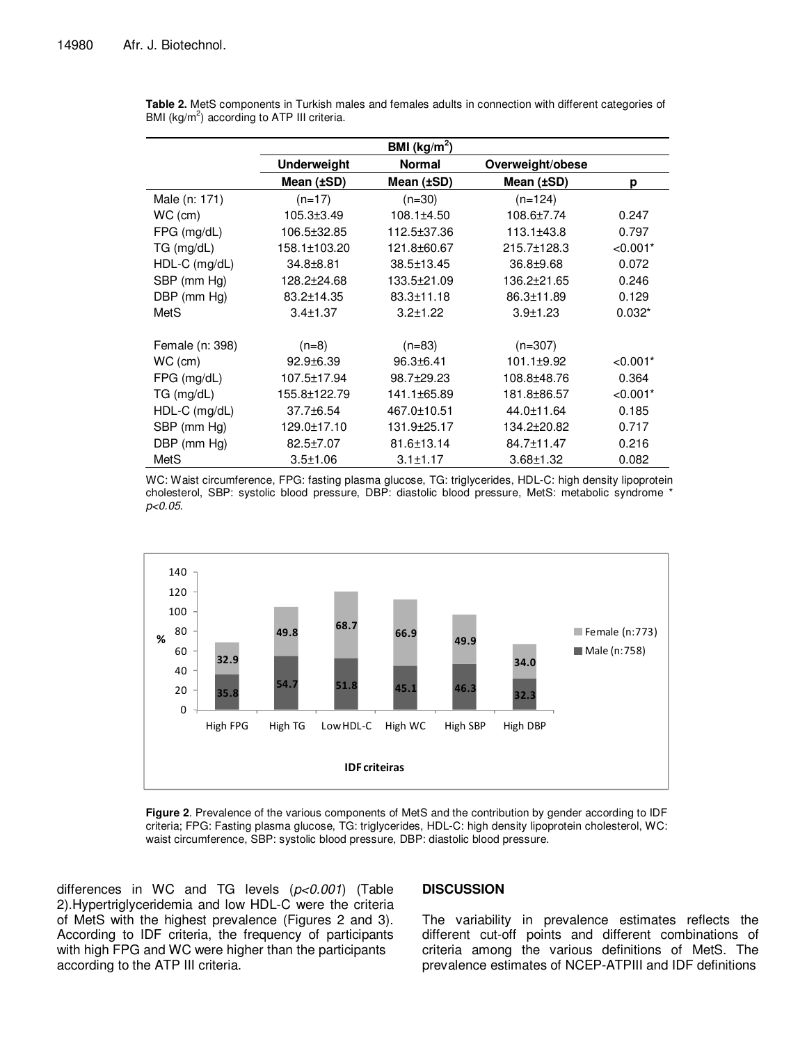**Table 2.** MetS components in Turkish males and females adults in connection with different categories of BMI (kg/m$^2$) according to ATP III criteria.

| | BMI (kg/m$^2$) | | | |
|---|---|---|---|---|
| | **Underweight** | **Normal** | **Overweight/obese** | |
| | **Mean (±SD)** | **Mean (±SD)** | **Mean (±SD)** | **p** |
| Male (n: 171) | (n=17) | (n=30) | (n=124) | |
| WC (cm) | 105.3±3.49 | 108.1±4.50 | 108.6±7.74 | 0.247 |
| FPG (mg/dL) | 106.5±32.85 | 112.5±37.36 | 113.1±43.8 | 0.797 |
| TG (mg/dL) | 158.1±103.20 | 121.8±60.67 | 215.7±128.3 | <0.001* |
| HDL-C (mg/dL) | 34.8±8.81 | 38.5±13.45 | 36.8±9.68 | 0.072 |
| SBP (mm Hg) | 128.2±24.68 | 133.5±21.09 | 136.2±21.65 | 0.246 |
| DBP (mm Hg) | 83.2±14.35 | 83.3±11.18 | 86.3±11.89 | 0.129 |
| MetS | 3.4±1.37 | 3.2±1.22 | 3.9±1.23 | 0.032* |
| | | | | |
| Female (n: 398) | (n=8) | (n=83) | (n=307) | |
| WC (cm) | 92.9±6.39 | 96.3±6.41 | 101.1±9.92 | <0.001* |
| FPG (mg/dL) | 107.5±17.94 | 98.7±29.23 | 108.8±48.76 | 0.364 |
| TG (mg/dL) | 155.8±122.79 | 141.1±65.89 | 181.8±86.57 | <0.001* |
| HDL-C (mg/dL) | 37.7±6.54 | 467.0±10.51 | 44.0±11.64 | 0.185 |
| SBP (mm Hg) | 129.0±17.10 | 131.9±25.17 | 134.2±20.82 | 0.717 |
| DBP (mm Hg) | 82.5±7.07 | 81.6±13.14 | 84.7±11.47 | 0.216 |
| MetS | 3.5±1.06 | 3.1±1.17 | 3.68±1.32 | 0.082 |

WC: Waist circumference, FPG: fasting plasma glucose, TG: triglycerides, HDL-C: high density lipoprotein cholesterol, SBP: systolic blood pressure, DBP: diastolic blood pressure, MetS: metabolic syndrome * $p<0.05$.

**Figure 2**. Prevalence of the various components of MetS and the contribution by gender according to IDF criteria; FPG: Fasting plasma glucose, TG: triglycerides, HDL-C: high density lipoprotein cholesterol, WC: waist circumference, SBP: systolic blood pressure, DBP: diastolic blood pressure.

differences in WC and TG levels ($p<0.001$) (Table 2).Hypertriglyceridemia and low HDL-C were the criteria of MetS with the highest prevalence (Figures 2 and 3). According to IDF criteria, the frequency of participants with high FPG and WC were higher than the participants according to the ATP III criteria.

## DISCUSSION

The variability in prevalence estimates reflects the different cut-off points and different combinations of criteria among the various definitions of MetS. The prevalence estimates of NCEP-ATPIII and IDF definitions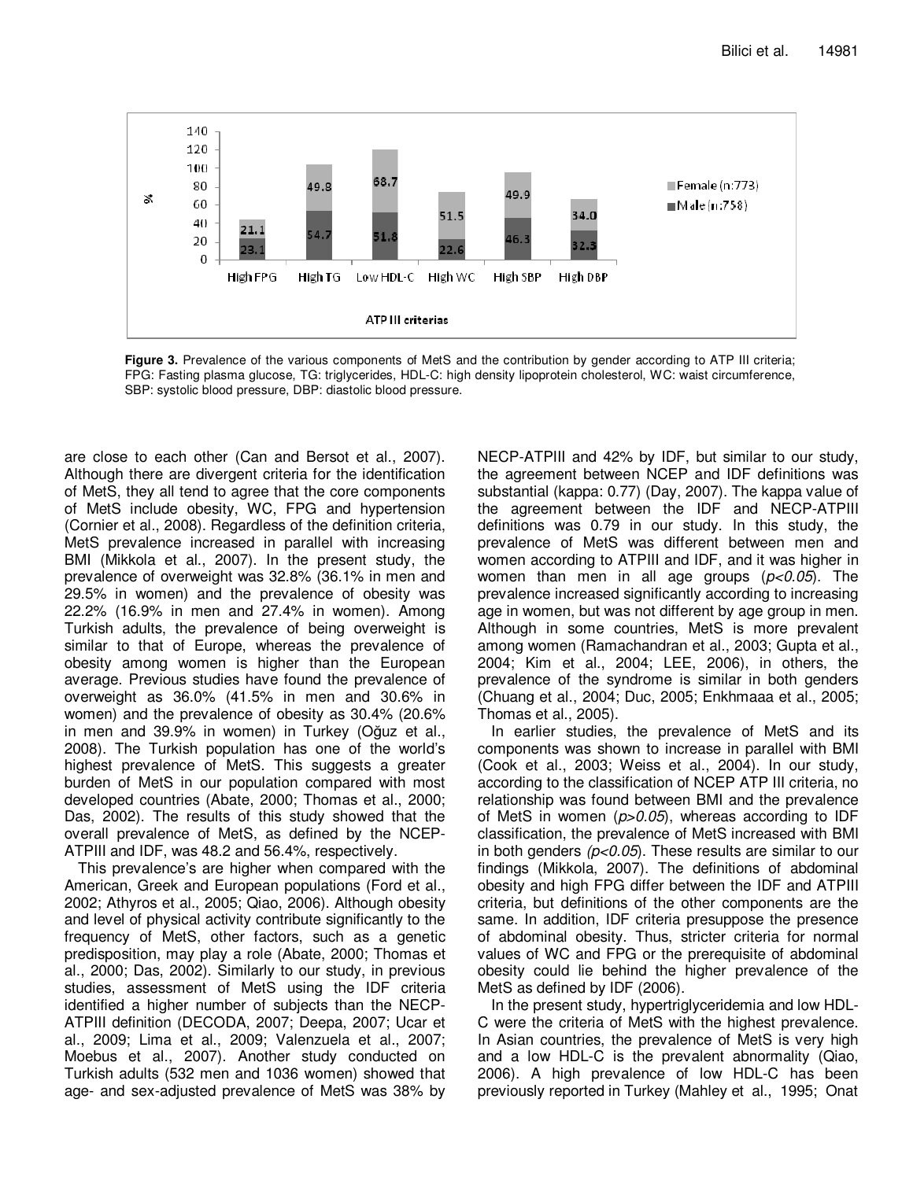**Figure 3.** Prevalence of the various components of MetS and the contribution by gender according to ATP III criteria; FPG: Fasting plasma glucose, TG: triglycerides, HDL-C: high density lipoprotein cholesterol, WC: waist circumference, SBP: systolic blood pressure, DBP: diastolic blood pressure.

are close to each other (Can and Bersot et al., 2007). Although there are divergent criteria for the identification of MetS, they all tend to agree that the core components of MetS include obesity, WC, FPG and hypertension (Cornier et al., 2008). Regardless of the definition criteria, MetS prevalence increased in parallel with increasing BMI (Mikkola et al., 2007). In the present study, the prevalence of overweight was 32.8% (36.1% in men and 29.5% in women) and the prevalence of obesity was 22.2% (16.9% in men and 27.4% in women). Among Turkish adults, the prevalence of being overweight is similar to that of Europe, whereas the prevalence of obesity among women is higher than the European average. Previous studies have found the prevalence of overweight as 36.0% (41.5% in men and 30.6% in women) and the prevalence of obesity as 30.4% (20.6% in men and 39.9% in women) in Turkey (Oğuz et al., 2008). The Turkish population has one of the world's highest prevalence of MetS. This suggests a greater burden of MetS in our population compared with most developed countries (Abate, 2000; Thomas et al., 2000; Das, 2002). The results of this study showed that the overall prevalence of MetS, as defined by the NCEP-ATPIII and IDF, was 48.2 and 56.4%, respectively.

This prevalence's are higher when compared with the American, Greek and European populations (Ford et al., 2002; Athyros et al., 2005; Qiao, 2006). Although obesity and level of physical activity contribute significantly to the frequency of MetS, other factors, such as a genetic predisposition, may play a role (Abate, 2000; Thomas et al., 2000; Das, 2002). Similarly to our study, in previous studies, assessment of MetS using the IDF criteria identified a higher number of subjects than the NECP-ATPIII definition (DECODA, 2007; Deepa, 2007; Ucar et al., 2009; Lima et al., 2009; Valenzuela et al., 2007; Moebus et al., 2007). Another study conducted on Turkish adults (532 men and 1036 women) showed that age- and sex-adjusted prevalence of MetS was 38% by NECP-ATPIII and 42% by IDF, but similar to our study, the agreement between NCEP and IDF definitions was substantial (kappa: 0.77) (Day, 2007). The kappa value of the agreement between the IDF and NECP-ATPIII definitions was 0.79 in our study. In this study, the prevalence of MetS was different between men and women according to ATPIII and IDF, and it was higher in women than men in all age groups ($p<0.05$). The prevalence increased significantly according to increasing age in women, but was not different by age group in men. Although in some countries, MetS is more prevalent among women (Ramachandran et al., 2003; Gupta et al., 2004; Kim et al., 2004; LEE, 2006), in others, the prevalence of the syndrome is similar in both genders (Chuang et al., 2004; Duc, 2005; Enkhmaaa et al., 2005; Thomas et al., 2005).

In earlier studies, the prevalence of MetS and its components was shown to increase in parallel with BMI (Cook et al., 2003; Weiss et al., 2004). In our study, according to the classification of NCEP ATP III criteria, no relationship was found between BMI and the prevalence of MetS in women ($p>0.05$), whereas according to IDF classification, the prevalence of MetS increased with BMI in both genders ($p<0.05$). These results are similar to our findings (Mikkola, 2007). The definitions of abdominal obesity and high FPG differ between the IDF and ATPIII criteria, but definitions of the other components are the same. In addition, IDF criteria presuppose the presence of abdominal obesity. Thus, stricter criteria for normal values of WC and FPG or the prerequisite of abdominal obesity could lie behind the higher prevalence of the MetS as defined by IDF (2006).

In the present study, hypertriglyceridemia and low HDL-C were the criteria of MetS with the highest prevalence. In Asian countries, the prevalence of MetS is very high and a low HDL-C is the prevalent abnormality (Qiao, 2006). A high prevalence of low HDL-C has been previously reported in Turkey (Mahley et al., 1995; Onat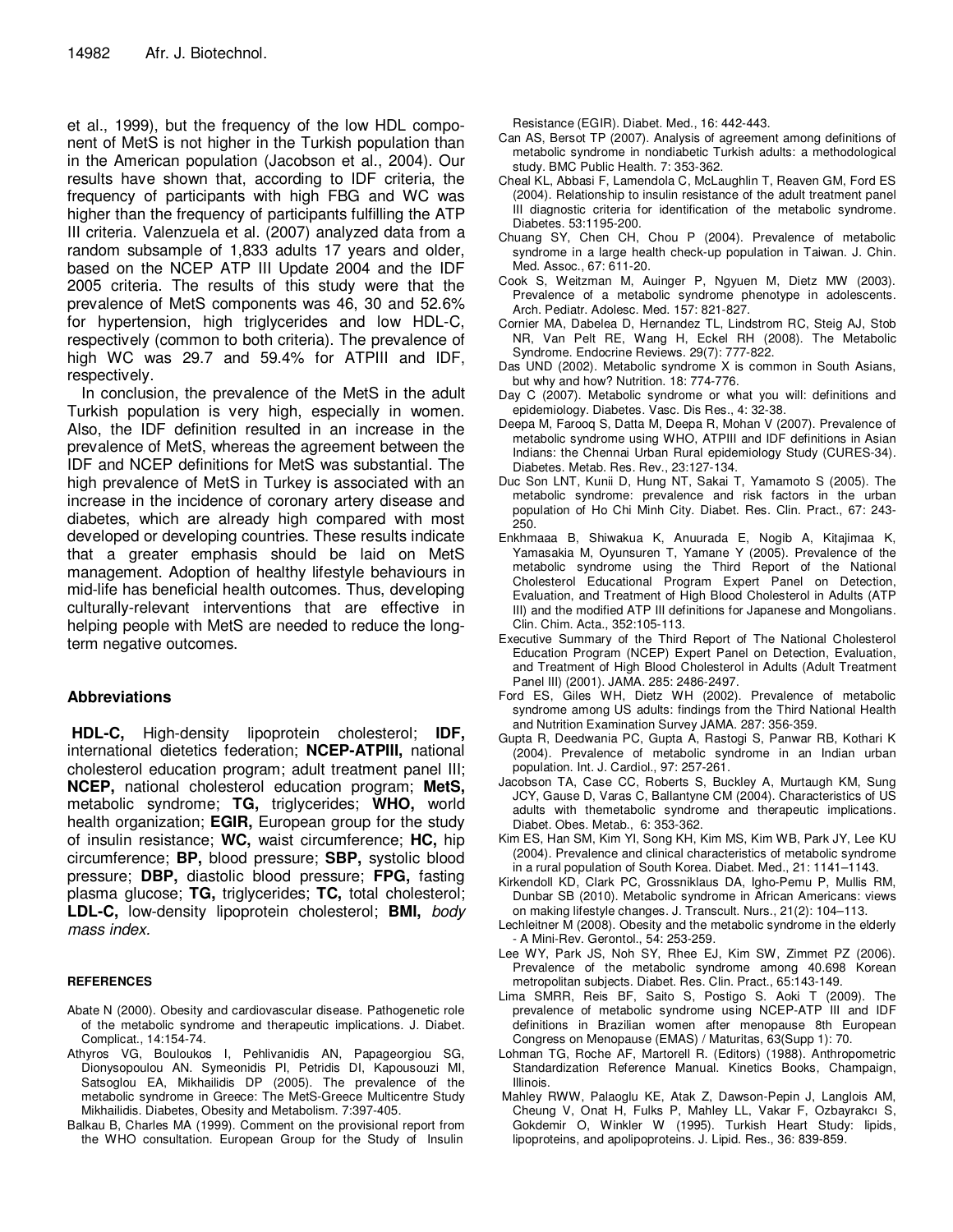et al., 1999), but the frequency of the low HDL component of MetS is not higher in the Turkish population than in the American population (Jacobson et al., 2004). Our results have shown that, according to IDF criteria, the frequency of participants with high FBG and WC was higher than the frequency of participants fulfilling the ATP III criteria. Valenzuela et al. (2007) analyzed data from a random subsample of 1,833 adults 17 years and older, based on the NCEP ATP III Update 2004 and the IDF 2005 criteria. The results of this study were that the prevalence of MetS components was 46, 30 and 52.6% for hypertension, high triglycerides and low HDL-C, respectively (common to both criteria). The prevalence of high WC was 29.7 and 59.4% for ATPIII and IDF, respectively.

In conclusion, the prevalence of the MetS in the adult Turkish population is very high, especially in women. Also, the IDF definition resulted in an increase in the prevalence of MetS, whereas the agreement between the IDF and NCEP definitions for MetS was substantial. The high prevalence of MetS in Turkey is associated with an increase in the incidence of coronary artery disease and diabetes, which are already high compared with most developed or developing countries. These results indicate that a greater emphasis should be laid on MetS management. Adoption of healthy lifestyle behaviours in mid-life has beneficial health outcomes. Thus, developing culturally-relevant interventions that are effective in helping people with MetS are needed to reduce the long-term negative outcomes.

## Abbreviations

**HDL-C,** High-density lipoprotein cholesterol; **IDF,** international dietetics federation; **NCEP-ATPIII,** national cholesterol education program; adult treatment panel III; **NCEP,** national cholesterol education program; **MetS,** metabolic syndrome; **TG,** triglycerides; **WHO,** world health organization; **EGIR,** European group for the study of insulin resistance; **WC,** waist circumference; **HC,** hip circumference; **BP,** blood pressure; **SBP,** systolic blood pressure; **DBP,** diastolic blood pressure; **FPG,** fasting plasma glucose; **TG,** triglycerides; **TC,** total cholesterol; **LDL-C,** low-density lipoprotein cholesterol; **BMI,** *body mass index.*

## REFERENCES

Abate N (2000). Obesity and cardiovascular disease. Pathogenetic role of the metabolic syndrome and therapeutic implications. J. Diabet. Complicat., 14:154-74.

Athyros VG, Bouloukos I, Pehlivanidis AN, Papageorgiou SG, Dionysopoulou AN. Symeonidis PI, Petridis DI, Kapousouzi MI, Satsoglou EA, Mikhailidis DP (2005). The prevalence of the metabolic syndrome in Greece: The MetS-Greece Multicentre Study Mikhailidis. Diabetes, Obesity and Metabolism. 7:397-405.

Balkau B, Charles MA (1999). Comment on the provisional report from the WHO consultation. European Group for the Study of Insulin Resistance (EGIR). Diabet. Med., 16: 442-443.

Can AS, Bersot TP (2007). Analysis of agreement among definitions of metabolic syndrome in nondiabetic Turkish adults: a methodological study. BMC Public Health. 7: 353-362.

Cheal KL, Abbasi F, Lamendola C, McLaughlin T, Reaven GM, Ford ES (2004). Relationship to insulin resistance of the adult treatment panel III diagnostic criteria for identification of the metabolic syndrome. Diabetes. 53:1195-200.

Chuang SY, Chen CH, Chou P (2004). Prevalence of metabolic syndrome in a large health check-up population in Taiwan. J. Chin. Med. Assoc., 67: 611-20.

Cook S, Weitzman M, Auinger P, Ngyuen M, Dietz MW (2003). Prevalence of a metabolic syndrome phenotype in adolescents. Arch. Pediatr. Adolesc. Med. 157: 821-827.

Cornier MA, Dabelea D, Hernandez TL, Lindstrom RC, Steig AJ, Stob NR, Van Pelt RE, Wang H, Eckel RH (2008). The Metabolic Syndrome. Endocrine Reviews. 29(7): 777-822.

Das UND (2002). Metabolic syndrome X is common in South Asians, but why and how? Nutrition. 18: 774-776.

Day C (2007). Metabolic syndrome or what you will: definitions and epidemiology. Diabetes. Vasc. Dis Res., 4: 32-38.

Deepa M, Farooq S, Datta M, Deepa R, Mohan V (2007). Prevalence of metabolic syndrome using WHO, ATPIII and IDF definitions in Asian Indians: the Chennai Urban Rural epidemiology Study (CURES-34). Diabetes. Metab. Res. Rev., 23:127-134.

Duc Son LNT, Kunii D, Hung NT, Sakai T, Yamamoto S (2005). The metabolic syndrome: prevalence and risk factors in the urban population of Ho Chi Minh City. Diabet. Res. Clin. Pract., 67: 243-250.

Enkhmaaa B, Shiwakua K, Anuurada E, Nogib A, Kitajimaa K, Yamasakia M, Oyunsuren T, Yamane Y (2005). Prevalence of the metabolic syndrome using the Third Report of the National Cholesterol Educational Program Expert Panel on Detection, Evaluation, and Treatment of High Blood Cholesterol in Adults (ATP III) and the modified ATP III definitions for Japanese and Mongolians. Clin. Chim. Acta., 352:105-113.

Executive Summary of the Third Report of The National Cholesterol Education Program (NCEP) Expert Panel on Detection, Evaluation, and Treatment of High Blood Cholesterol in Adults (Adult Treatment Panel III) (2001). JAMA. 285: 2486-2497.

Ford ES, Giles WH, Dietz WH (2002). Prevalence of metabolic syndrome among US adults: findings from the Third National Health and Nutrition Examination Survey JAMA. 287: 356-359.

Gupta R, Deedwania PC, Gupta A, Rastogi S, Panwar RB, Kothari K (2004). Prevalence of metabolic syndrome in an Indian urban population. Int. J. Cardiol., 97: 257-261.

Jacobson TA, Case CC, Roberts S, Buckley A, Murtaugh KM, Sung JCY, Gause D, Varas C, Ballantyne CM (2004). Characteristics of US adults with themetabolic syndrome and therapeutic implications. Diabet. Obes. Metab., 6: 353-362.

Kim ES, Han SM, Kim YI, Song KH, Kim MS, Kim WB, Park JY, Lee KU (2004). Prevalence and clinical characteristics of metabolic syndrome in a rural population of South Korea. Diabet. Med., 21: 1141–1143.

Kirkendoll KD, Clark PC, Grossniklaus DA, Igho-Pemu P, Mullis RM, Dunbar SB (2010). Metabolic syndrome in African Americans: views on making lifestyle changes. J. Transcult. Nurs., 21(2): 104–113.

Lechleitner M (2008). Obesity and the metabolic syndrome in the elderly - A Mini-Rev. Gerontol., 54: 253-259.

Lee WY, Park JS, Noh SY, Rhee EJ, Kim SW, Zimmet PZ (2006). Prevalence of the metabolic syndrome among 40.698 Korean metropolitan subjects. Diabet. Res. Clin. Pract., 65:143-149.

Lima SMRR, Reis BF, Saito S, Postigo S. Aoki T (2009). The prevalence of metabolic syndrome using NCEP-ATP III and IDF definitions in Brazilian women after menopause 8th European Congress on Menopause (EMAS) / Maturitas, 63(Supp 1): 70.

Lohman TG, Roche AF, Martorell R. (Editors) (1988). Anthropometric Standardization Reference Manual. Kinetics Books, Champaign, Illinois.

Mahley RWW, Palaoglu KE, Atak Z, Dawson-Pepin J, Langlois AM, Cheung V, Onat H, Fulks P, Mahley LL, Vakar F, Ozbayrakcı S, Gokdemir O, Winkler W (1995). Turkish Heart Study: lipids, lipoproteins, and apolipoproteins. J. Lipid. Res., 36: 839-859.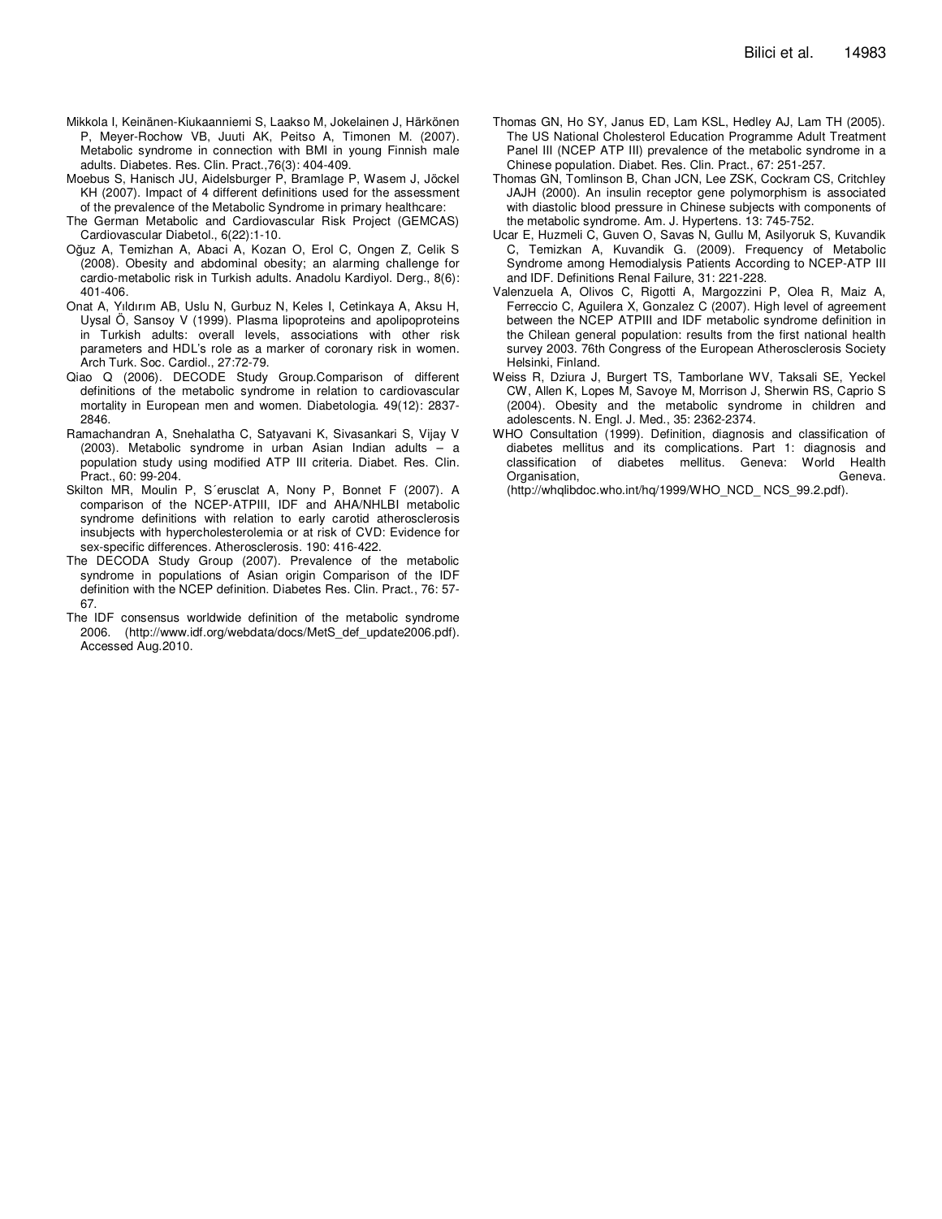Mikkola I, Keinänen-Kiukaanniemi S, Laakso M, Jokelainen J, Härkönen P, Meyer-Rochow VB, Juuti AK, Peitso A, Timonen M. (2007). Metabolic syndrome in connection with BMI in young Finnish male adults. Diabetes. Res. Clin. Pract.,76(3): 404-409.

Moebus S, Hanisch JU, Aidelsburger P, Bramlage P, Wasem J, Jöckel KH (2007). Impact of 4 different definitions used for the assessment of the prevalence of the Metabolic Syndrome in primary healthcare:

The German Metabolic and Cardiovascular Risk Project (GEMCAS) Cardiovascular Diabetol., 6(22):1-10.

Oğuz A, Temizhan A, Abaci A, Kozan O, Erol C, Ongen Z, Celik S (2008). Obesity and abdominal obesity; an alarming challenge for cardio-metabolic risk in Turkish adults. Anadolu Kardiyol. Derg., 8(6): 401-406.

Onat A, Yıldırım AB, Uslu N, Gurbuz N, Keles I, Cetinkaya A, Aksu H, Uysal Ö, Sansoy V (1999). Plasma lipoproteins and apolipoproteins in Turkish adults: overall levels, associations with other risk parameters and HDL's role as a marker of coronary risk in women. Arch Turk. Soc. Cardiol., 27:72-79.

Qiao Q (2006). DECODE Study Group.Comparison of different definitions of the metabolic syndrome in relation to cardiovascular mortality in European men and women. Diabetologia. 49(12): 2837-2846.

Ramachandran A, Snehalatha C, Satyavani K, Sivasankari S, Vijay V (2003). Metabolic syndrome in urban Asian Indian adults – a population study using modified ATP III criteria. Diabet. Res. Clin. Pract., 60: 99-204.

Skilton MR, Moulin P, S´erusclat A, Nony P, Bonnet F (2007). A comparison of the NCEP-ATPIII, IDF and AHA/NHLBI metabolic syndrome definitions with relation to early carotid atherosclerosis insubjects with hypercholesterolemia or at risk of CVD: Evidence for sex-specific differences. Atherosclerosis. 190: 416-422.

The DECODA Study Group (2007). Prevalence of the metabolic syndrome in populations of Asian origin Comparison of the IDF definition with the NCEP definition. Diabetes Res. Clin. Pract., 76: 57-67.

The IDF consensus worldwide definition of the metabolic syndrome 2006. (http://www.idf.org/webdata/docs/MetS_def_update2006.pdf). Accessed Aug.2010.

Thomas GN, Ho SY, Janus ED, Lam KSL, Hedley AJ, Lam TH (2005). The US National Cholesterol Education Programme Adult Treatment Panel III (NCEP ATP III) prevalence of the metabolic syndrome in a Chinese population. Diabet. Res. Clin. Pract., 67: 251-257.

Thomas GN, Tomlinson B, Chan JCN, Lee ZSK, Cockram CS, Critchley JAJH (2000). An insulin receptor gene polymorphism is associated with diastolic blood pressure in Chinese subjects with components of the metabolic syndrome. Am. J. Hypertens. 13: 745-752.

Ucar E, Huzmeli C, Guven O, Savas N, Gullu M, Asilyoruk S, Kuvandik C, Temizkan A, Kuvandik G. (2009). Frequency of Metabolic Syndrome among Hemodialysis Patients According to NCEP-ATP III and IDF. Definitions Renal Failure, 31: 221-228.

Valenzuela A, Olivos C, Rigotti A, Margozzini P, Olea R, Maiz A, Ferreccio C, Aguilera X, Gonzalez C (2007). High level of agreement between the NCEP ATPIII and IDF metabolic syndrome definition in the Chilean general population: results from the first national health survey 2003. 76th Congress of the European Atherosclerosis Society Helsinki, Finland.

Weiss R, Dziura J, Burgert TS, Tamborlane WV, Taksali SE, Yeckel CW, Allen K, Lopes M, Savoye M, Morrison J, Sherwin RS, Caprio S (2004). Obesity and the metabolic syndrome in children and adolescents. N. Engl. J. Med., 35: 2362-2374.

WHO Consultation (1999). Definition, diagnosis and classification of diabetes mellitus and its complications. Part 1: diagnosis and classification of diabetes mellitus. Geneva: World Health Organisation, Geneva. (http://whqlibdoc.who.int/hq/1999/WHO_NCD_ NCS_99.2.pdf).